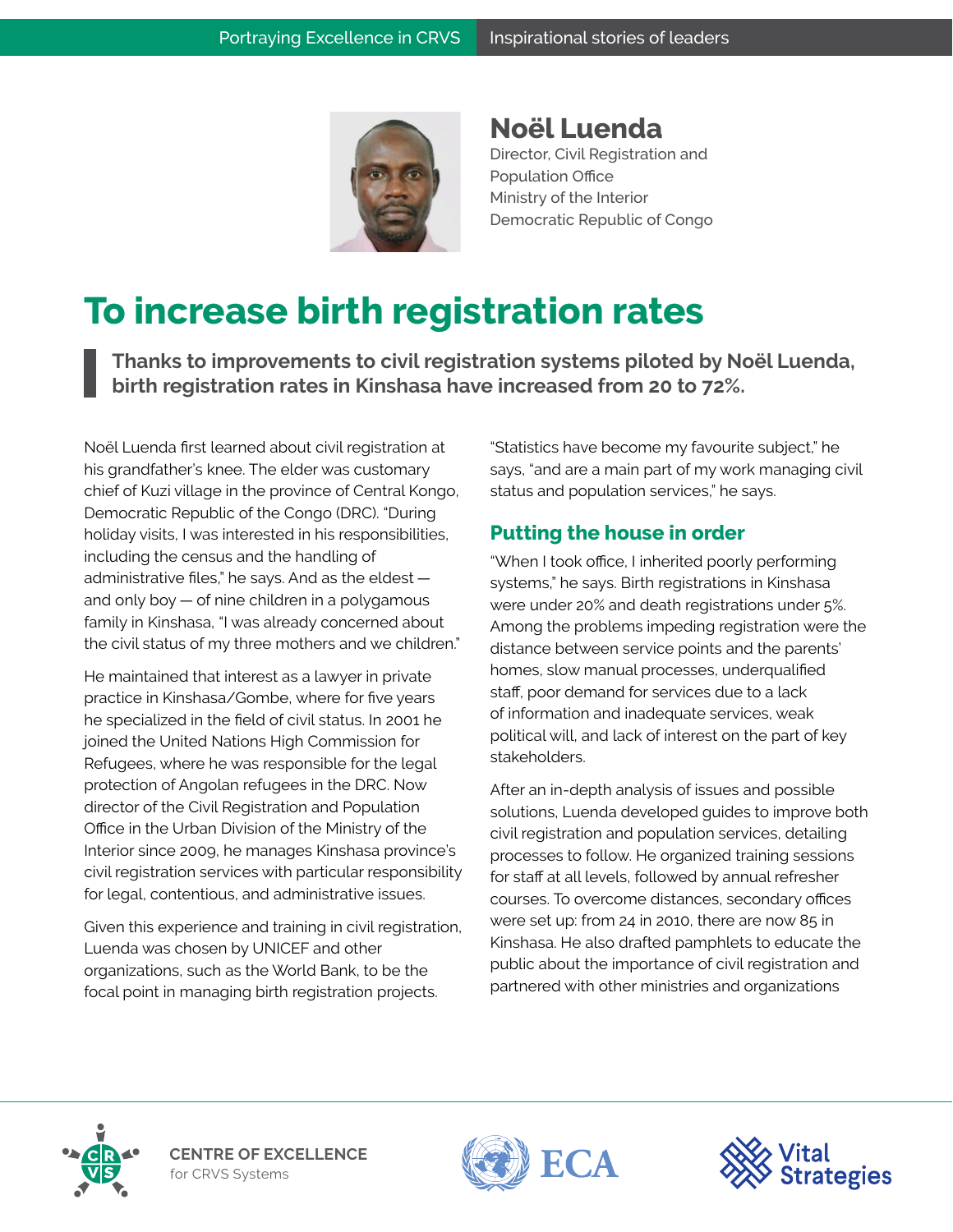Portraying Excellence in CRVS | Inspirational stories of leaders

## Noël Luenda

Director, Civil Registration and Population Office
Ministry of the Interior
Democratic Republic of Congo

# To increase birth registration rates

> **Thanks to improvements to civil registration systems piloted by Noël Luenda, birth registration rates in Kinshasa have increased from 20 to 72%.**

Noël Luenda first learned about civil registration at his grandfather's knee. The elder was customary chief of Kuzi village in the province of Central Kongo, Democratic Republic of the Congo (DRC). "During holiday visits, I was interested in his responsibilities, including the census and the handling of administrative files," he says. And as the eldest — and only boy — of nine children in a polygamous family in Kinshasa, "I was already concerned about the civil status of my three mothers and we children."

He maintained that interest as a lawyer in private practice in Kinshasa/Gombe, where for five years he specialized in the field of civil status. In 2001 he joined the United Nations High Commission for Refugees, where he was responsible for the legal protection of Angolan refugees in the DRC. Now director of the Civil Registration and Population Office in the Urban Division of the Ministry of the Interior since 2009, he manages Kinshasa province's civil registration services with particular responsibility for legal, contentious, and administrative issues.

Given this experience and training in civil registration, Luenda was chosen by UNICEF and other organizations, such as the World Bank, to be the focal point in managing birth registration projects.

"Statistics have become my favourite subject," he says, "and are a main part of my work managing civil status and population services," he says.

## Putting the house in order

"When I took office, I inherited poorly performing systems," he says. Birth registrations in Kinshasa were under 20% and death registrations under 5%. Among the problems impeding registration were the distance between service points and the parents' homes, slow manual processes, underqualified staff, poor demand for services due to a lack of information and inadequate services, weak political will, and lack of interest on the part of key stakeholders.

After an in-depth analysis of issues and possible solutions, Luenda developed guides to improve both civil registration and population services, detailing processes to follow. He organized training sessions for staff at all levels, followed by annual refresher courses. To overcome distances, secondary offices were set up: from 24 in 2010, there are now 85 in Kinshasa. He also drafted pamphlets to educate the public about the importance of civil registration and partnered with other ministries and organizations

CENTRE OF EXCELLENCE for CRVS Systems | ECA | Vital Strategies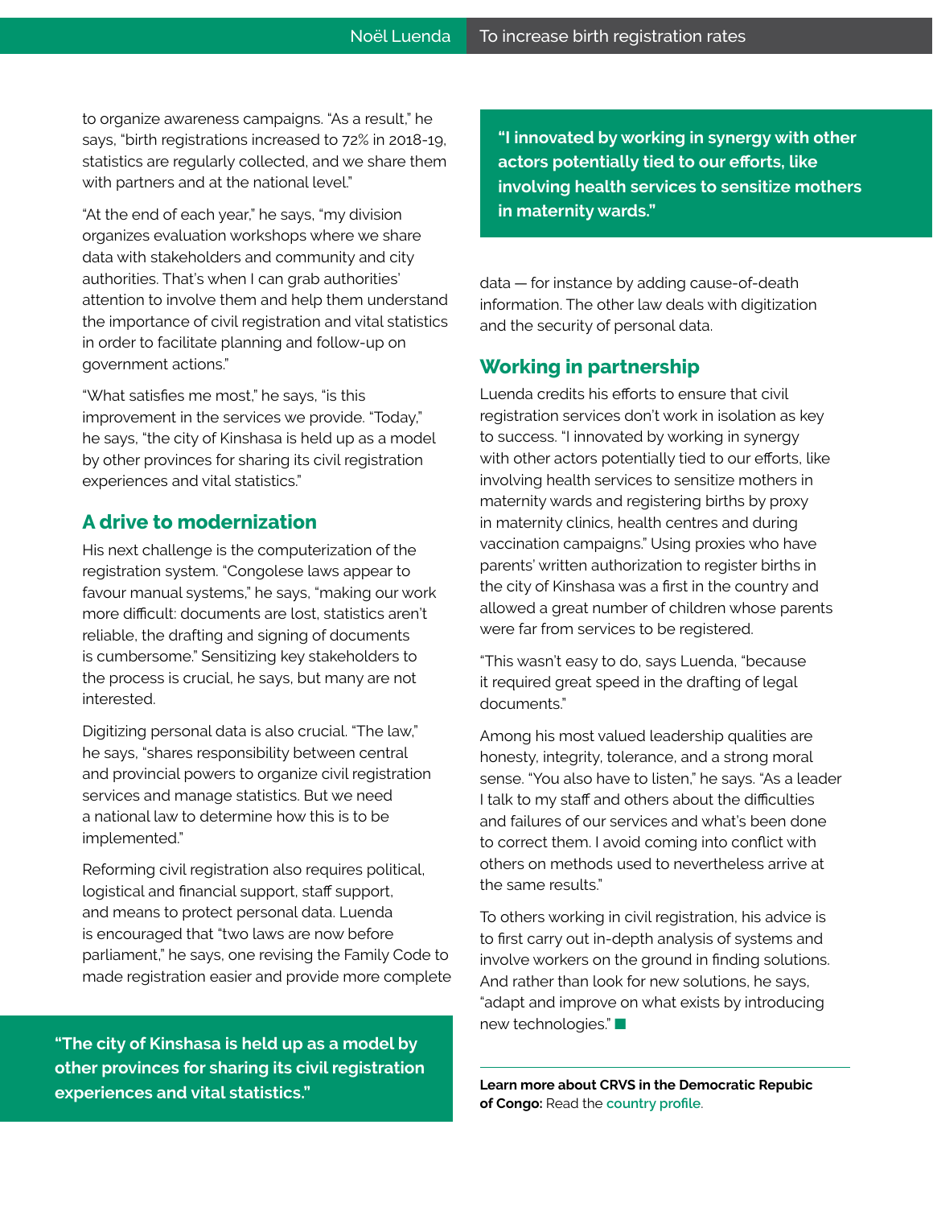to organize awareness campaigns. "As a result," he says, "birth registrations increased to 72% in 2018-19, statistics are regularly collected, and we share them with partners and at the national level."

"At the end of each year," he says, "my division organizes evaluation workshops where we share data with stakeholders and community and city authorities. That's when I can grab authorities' attention to involve them and help them understand the importance of civil registration and vital statistics in order to facilitate planning and follow-up on government actions."

"What satisfies me most," he says, "is this improvement in the services we provide. "Today," he says, "the city of Kinshasa is held up as a model by other provinces for sharing its civil registration experiences and vital statistics."

## A drive to modernization

His next challenge is the computerization of the registration system. "Congolese laws appear to favour manual systems," he says, "making our work more difficult: documents are lost, statistics aren't reliable, the drafting and signing of documents is cumbersome." Sensitizing key stakeholders to the process is crucial, he says, but many are not interested.

Digitizing personal data is also crucial. "The law," he says, "shares responsibility between central and provincial powers to organize civil registration services and manage statistics. But we need a national law to determine how this is to be implemented."

Reforming civil registration also requires political, logistical and financial support, staff support, and means to protect personal data. Luenda is encouraged that "two laws are now before parliament," he says, one revising the Family Code to made registration easier and provide more complete data — for instance by adding cause-of-death information. The other law deals with digitization and the security of personal data.

**"The city of Kinshasa is held up as a model by other provinces for sharing its civil registration experiences and vital statistics."**

**"I innovated by working in synergy with other actors potentially tied to our efforts, like involving health services to sensitize mothers in maternity wards."**

## Working in partnership

Luenda credits his efforts to ensure that civil registration services don't work in isolation as key to success. "I innovated by working in synergy with other actors potentially tied to our efforts, like involving health services to sensitize mothers in maternity wards and registering births by proxy in maternity clinics, health centres and during vaccination campaigns." Using proxies who have parents' written authorization to register births in the city of Kinshasa was a first in the country and allowed a great number of children whose parents were far from services to be registered.

"This wasn't easy to do, says Luenda, "because it required great speed in the drafting of legal documents."

Among his most valued leadership qualities are honesty, integrity, tolerance, and a strong moral sense. "You also have to listen," he says. "As a leader I talk to my staff and others about the difficulties and failures of our services and what's been done to correct them. I avoid coming into conflict with others on methods used to nevertheless arrive at the same results."

To others working in civil registration, his advice is to first carry out in-depth analysis of systems and involve workers on the ground in finding solutions. And rather than look for new solutions, he says, "adapt and improve on what exists by introducing new technologies." ■

---

**Learn more about CRVS in the Democratic Republic of Congo:** Read the country profile.